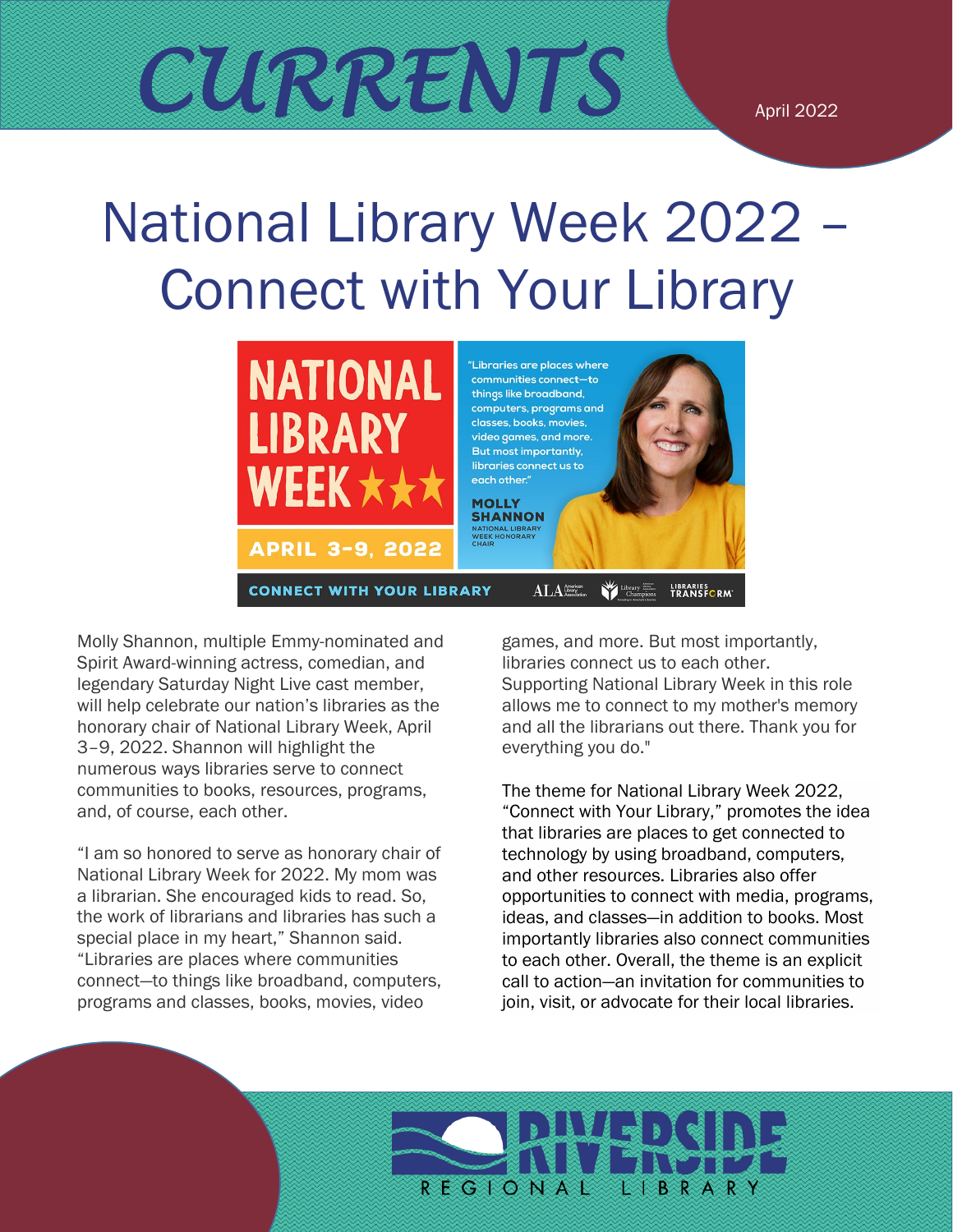# CURRENTS

April 2022

# National Library Week 2022 – Connect with Your Library

Molly Shannon, multiple Emmy-nominated and Spirit Award-winning actress, comedian, and legendary Saturday Night Live cast member, will help celebrate our nation's libraries as the honorary chair of National Library Week, April 3–9, 2022. Shannon will highlight the numerous ways libraries serve to connect communities to books, resources, programs, and, of course, each other.

"I am so honored to serve as honorary chair of National Library Week for 2022. My mom was a librarian. She encouraged kids to read. So, the work of librarians and libraries has such a special place in my heart," Shannon said. "Libraries are places where communities connect—to things like broadband, computers, programs and classes, books, movies, video games, and more. But most importantly, libraries connect us to each other. Supporting National Library Week in this role allows me to connect to my mother's memory and all the librarians out there. Thank you for everything you do."

The theme for National Library Week 2022, "Connect with Your Library," promotes the idea that libraries are places to get connected to technology by using broadband, computers, and other resources. Libraries also offer opportunities to connect with media, programs, ideas, and classes—in addition to books. Most importantly libraries also connect communities to each other. Overall, the theme is an explicit call to action—an invitation for communities to join, visit, or advocate for their local libraries.

RIVERSIDE REGIONAL LIBRARY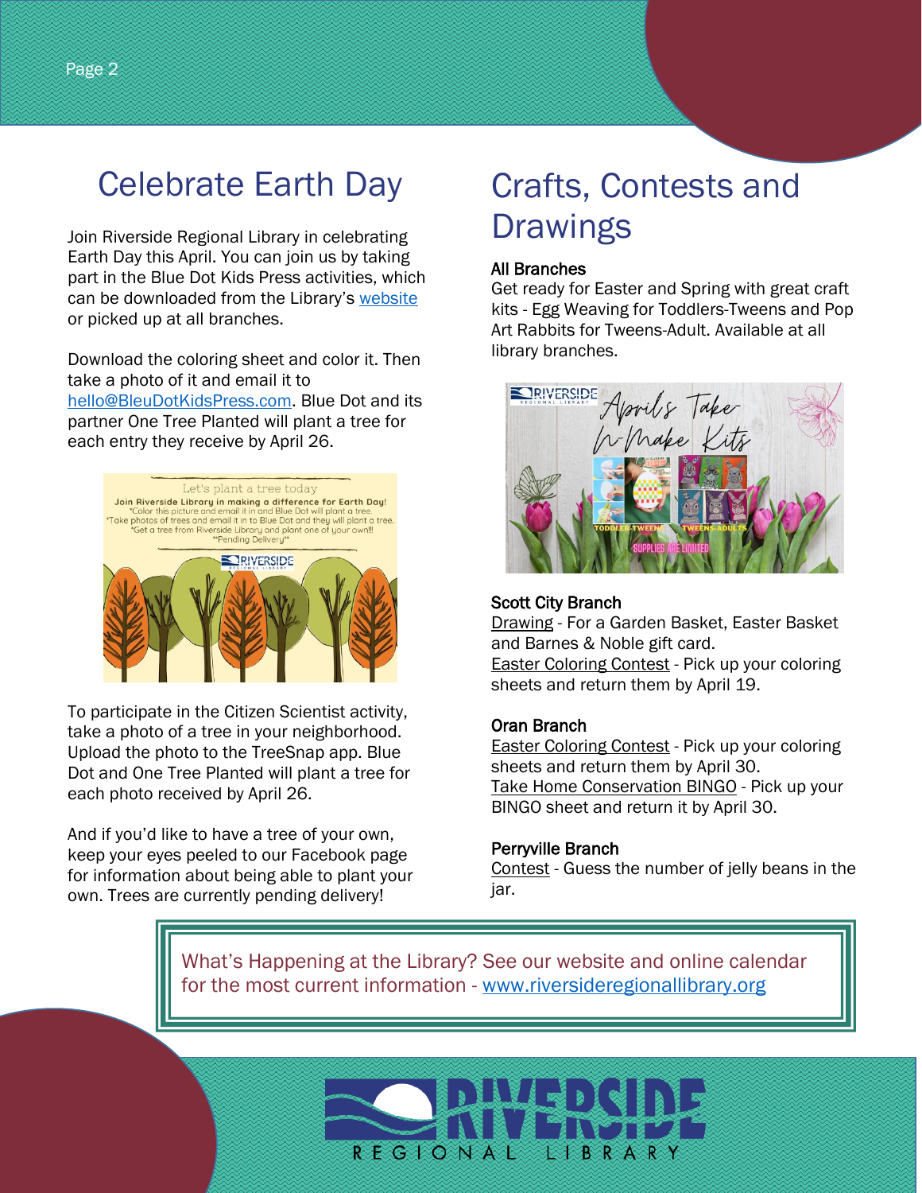# Celebrate Earth Day

Join Riverside Regional Library in celebrating Earth Day this April. You can join us by taking part in the Blue Dot Kids Press activities, which can be downloaded from the Library's website or picked up at all branches.

Download the coloring sheet and color it. Then take a photo of it and email it to hello@BleuDotKidsPress.com. Blue Dot and its partner One Tree Planted will plant a tree for each entry they receive by April 26.

To participate in the Citizen Scientist activity, take a photo of a tree in your neighborhood. Upload the photo to the TreeSnap app. Blue Dot and One Tree Planted will plant a tree for each photo received by April 26.

And if you'd like to have a tree of your own, keep your eyes peeled to our Facebook page for information about being able to plant your own. Trees are currently pending delivery!

# Crafts, Contests and Drawings

**All Branches**
Get ready for Easter and Spring with great craft kits - Egg Weaving for Toddlers-Tweens and Pop Art Rabbits for Tweens-Adult. Available at all library branches.

**Scott City Branch**
Drawing - For a Garden Basket, Easter Basket and Barnes & Noble gift card.
Easter Coloring Contest - Pick up your coloring sheets and return them by April 19.

**Oran Branch**
Easter Coloring Contest - Pick up your coloring sheets and return them by April 30.
Take Home Conservation BINGO - Pick up your BINGO sheet and return it by April 30.

**Perryville Branch**
Contest - Guess the number of jelly beans in the jar.

What's Happening at the Library? See our website and online calendar for the most current information - www.riversideregionallibrary.org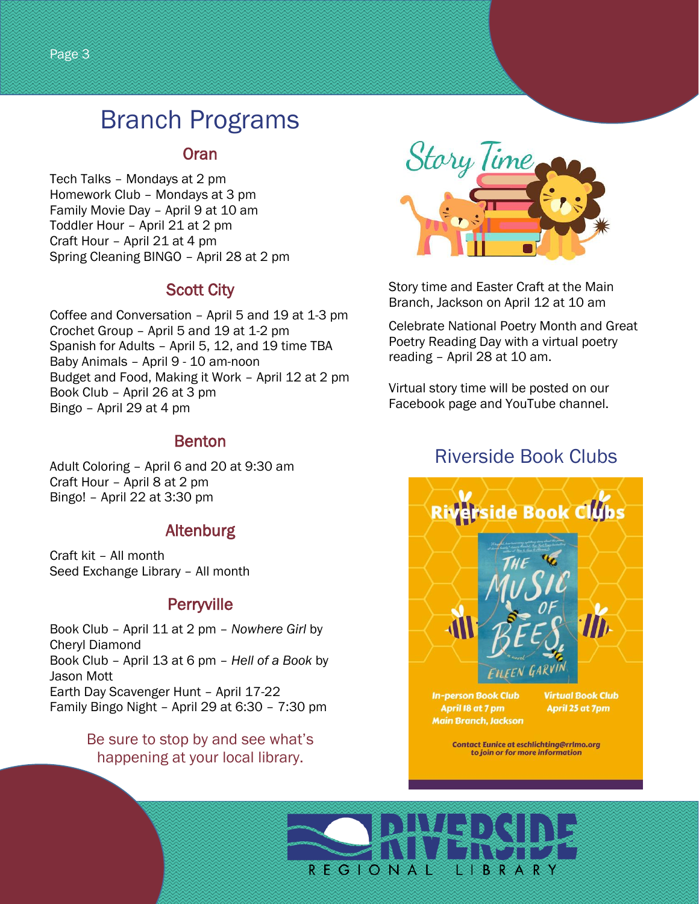# Branch Programs

## Oran

Tech Talks – Mondays at 2 pm
Homework Club – Mondays at 3 pm
Family Movie Day – April 9 at 10 am
Toddler Hour – April 21 at 2 pm
Craft Hour – April 21 at 4 pm
Spring Cleaning BINGO – April 28 at 2 pm

## Scott City

Coffee and Conversation – April 5 and 19 at 1-3 pm
Crochet Group – April 5 and 19 at 1-2 pm
Spanish for Adults – April 5, 12, and 19 time TBA
Baby Animals – April 9 - 10 am-noon
Budget and Food, Making it Work – April 12 at 2 pm
Book Club – April 26 at 3 pm
Bingo – April 29 at 4 pm

## Benton

Adult Coloring – April 6 and 20 at 9:30 am
Craft Hour – April 8 at 2 pm
Bingo! – April 22 at 3:30 pm

## Altenburg

Craft kit – All month
Seed Exchange Library – All month

## Perryville

Book Club – April 11 at 2 pm – *Nowhere Girl* by Cheryl Diamond
Book Club – April 13 at 6 pm – *Hell of a Book* by Jason Mott
Earth Day Scavenger Hunt – April 17-22
Family Bingo Night – April 29 at 6:30 – 7:30 pm

Be sure to stop by and see what's happening at your local library.

## Story Time

Story time and Easter Craft at the Main Branch, Jackson on April 12 at 10 am

Celebrate National Poetry Month and Great Poetry Reading Day with a virtual poetry reading – April 28 at 10 am.

Virtual story time will be posted on our Facebook page and YouTube channel.

## Riverside Book Clubs

**Riverside Book Clubs**

*The Music of Bees* – Eileen Garvin

**In-person Book Club**
April 18 at 7 pm
Main Branch, Jackson

**Virtual Book Club**
April 25 at 7pm

Contact Eunice at eschlichting@rrlmo.org to join or for more information

RIVERSIDE REGIONAL LIBRARY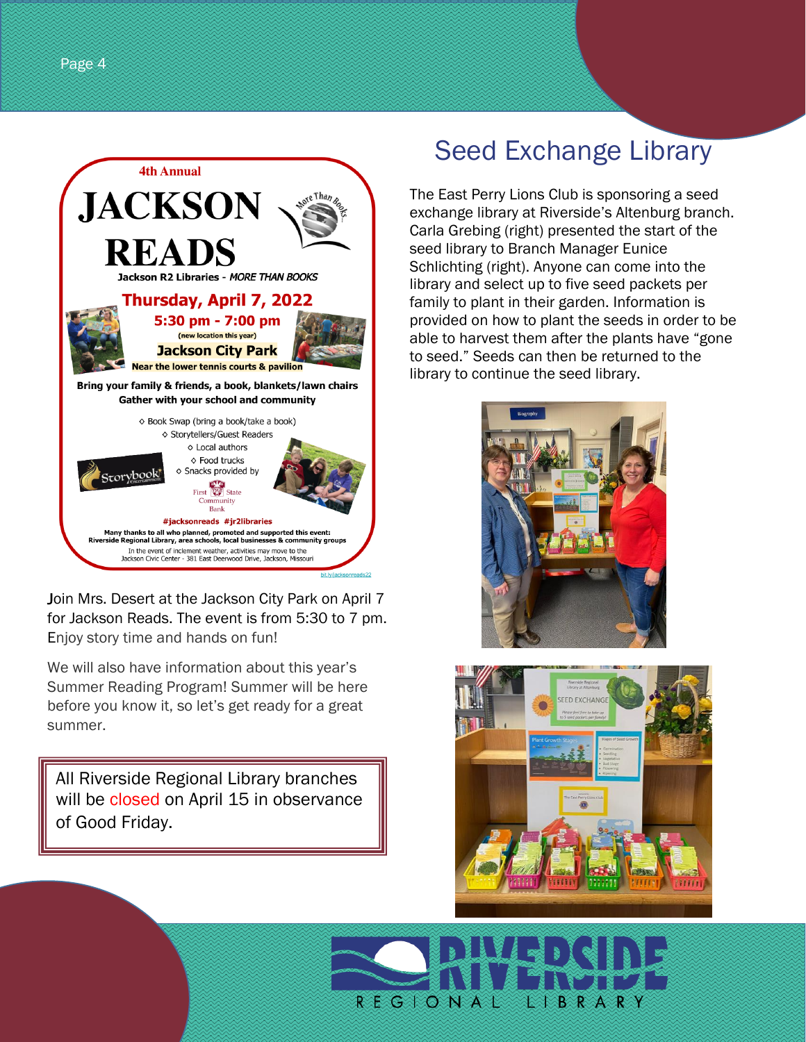4th Annual

# JACKSON READS

Jackson R2 Libraries - *MORE THAN BOOKS*

**Thursday, April 7, 2022**

**5:30 pm - 7:00 pm**

(new location this year)

**Jackson City Park**

Near the lower tennis courts & pavilion

**Bring your family & friends, a book, blankets/lawn chairs**
**Gather with your school and community**

◇ Book Swap (bring a book/take a book)
◇ Storytellers/Guest Readers
◇ Local authors
◇ Food trucks
◇ Snacks provided by First State Community Bank

#jacksonreads #jr2libraries

Many thanks to all who planned, promoted and supported this event:
Riverside Regional Library, area schools, local businesses & community groups

In the event of inclement weather, activities may move to the Jackson Civic Center - 381 East Deerwood Drive, Jackson, Missouri

bit.ly/jacksonreads22

Join Mrs. Desert at the Jackson City Park on April 7 for Jackson Reads. The event is from 5:30 to 7 pm. Enjoy story time and hands on fun!

We will also have information about this year's Summer Reading Program! Summer will be here before you know it, so let's get ready for a great summer.

All Riverside Regional Library branches will be closed on April 15 in observance of Good Friday.

## Seed Exchange Library

The East Perry Lions Club is sponsoring a seed exchange library at Riverside's Altenburg branch. Carla Grebing (right) presented the start of the seed library to Branch Manager Eunice Schlichting (right). Anyone can come into the library and select up to five seed packets per family to plant in their garden. Information is provided on how to plant the seeds in order to be able to harvest them after the plants have "gone to seed." Seeds can then be returned to the library to continue the seed library.